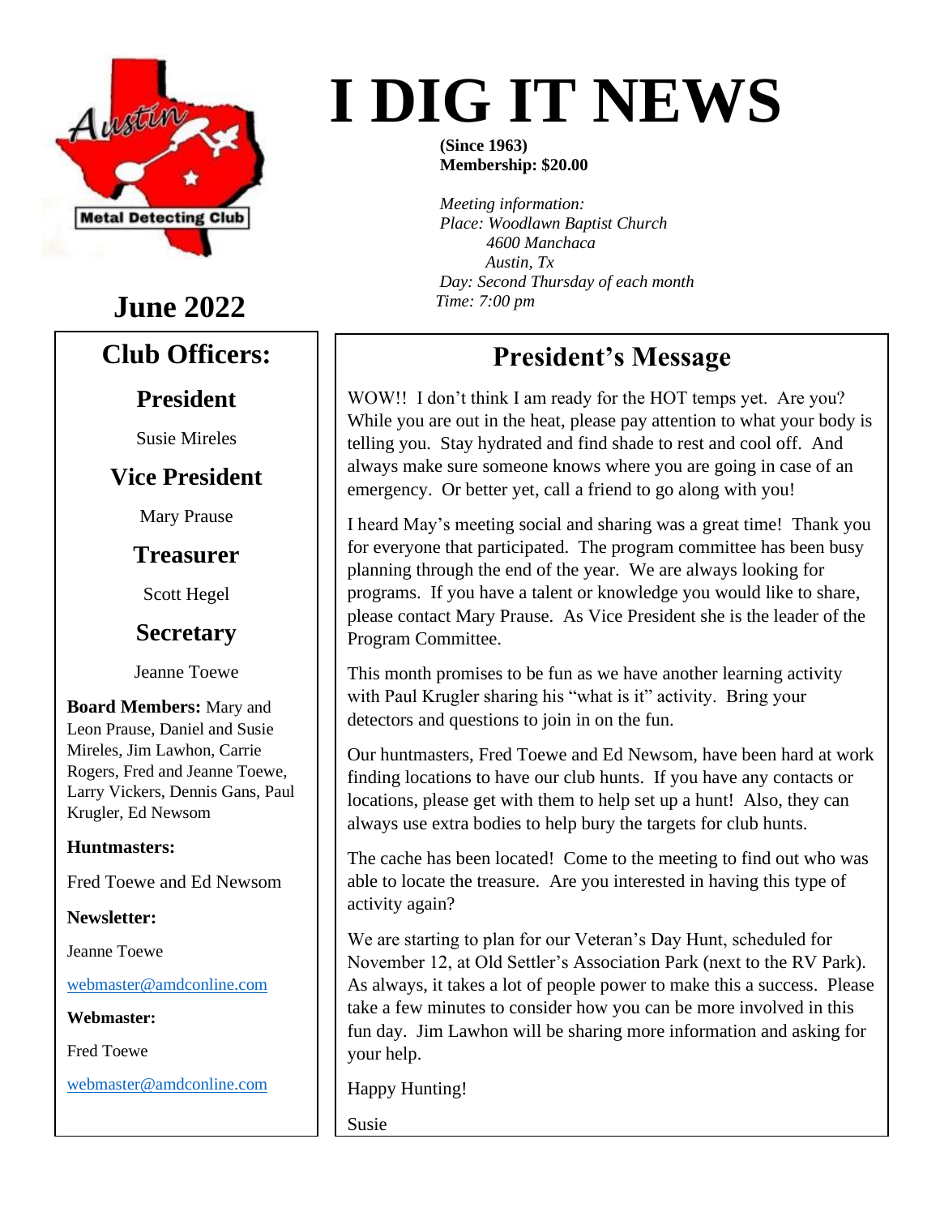# I DIG IT NEWS

**(Since 1963)**
**Membership: $20.00**

*Meeting information:*
*Place: Woodlawn Baptist Church*
*4600 Manchaca*
*Austin, Tx*
*Day: Second Thursday of each month*
*Time: 7:00 pm*

## June 2022

## Club Officers:

### President

Susie Mireles

### Vice President

Mary Prause

### Treasurer

Scott Hegel

### Secretary

Jeanne Toewe

**Board Members:** Mary and Leon Prause, Daniel and Susie Mireles, Jim Lawhon, Carrie Rogers, Fred and Jeanne Toewe, Larry Vickers, Dennis Gans, Paul Krugler, Ed Newsom

**Huntmasters:**

Fred Toewe and Ed Newsom

**Newsletter:**

Jeanne Toewe

webmaster@amdconline.com

**Webmaster:**

Fred Toewe

webmaster@amdconline.com

## President's Message

WOW!! I don't think I am ready for the HOT temps yet. Are you? While you are out in the heat, please pay attention to what your body is telling you. Stay hydrated and find shade to rest and cool off. And always make sure someone knows where you are going in case of an emergency. Or better yet, call a friend to go along with you!

I heard May's meeting social and sharing was a great time! Thank you for everyone that participated. The program committee has been busy planning through the end of the year. We are always looking for programs. If you have a talent or knowledge you would like to share, please contact Mary Prause. As Vice President she is the leader of the Program Committee.

This month promises to be fun as we have another learning activity with Paul Krugler sharing his "what is it" activity. Bring your detectors and questions to join in on the fun.

Our huntmasters, Fred Toewe and Ed Newsom, have been hard at work finding locations to have our club hunts. If you have any contacts or locations, please get with them to help set up a hunt! Also, they can always use extra bodies to help bury the targets for club hunts.

The cache has been located! Come to the meeting to find out who was able to locate the treasure. Are you interested in having this type of activity again?

We are starting to plan for our Veteran's Day Hunt, scheduled for November 12, at Old Settler's Association Park (next to the RV Park). As always, it takes a lot of people power to make this a success. Please take a few minutes to consider how you can be more involved in this fun day. Jim Lawhon will be sharing more information and asking for your help.

Happy Hunting!

Susie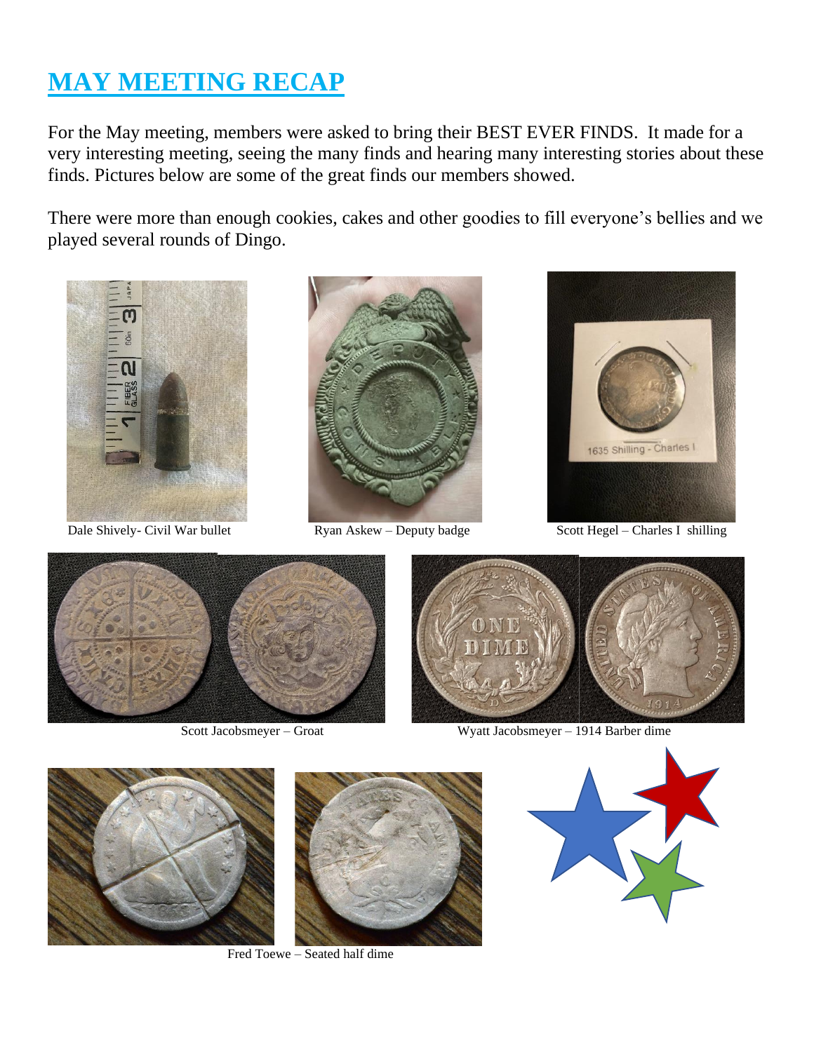# MAY MEETING RECAP

For the May meeting, members were asked to bring their BEST EVER FINDS. It made for a very interesting meeting, seeing the many finds and hearing many interesting stories about these finds. Pictures below are some of the great finds our members showed.

There were more than enough cookies, cakes and other goodies to fill everyone's bellies and we played several rounds of Dingo.

Dale Shively- Civil War bullet

Ryan Askew – Deputy badge

Scott Hegel – Charles I shilling

Scott Jacobsmeyer – Groat

Wyatt Jacobsmeyer – 1914 Barber dime

Fred Toewe – Seated half dime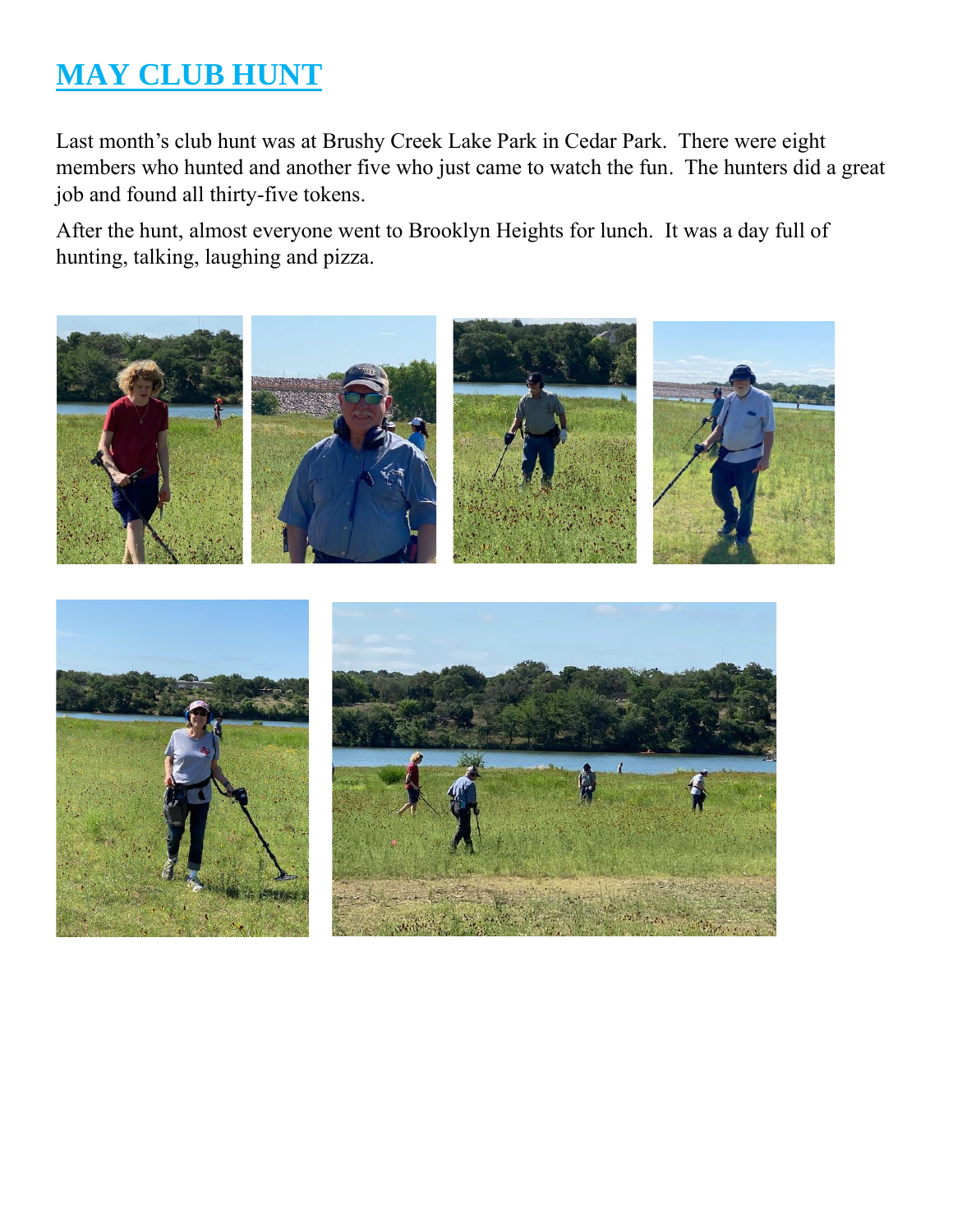# MAY CLUB HUNT

Last month's club hunt was at Brushy Creek Lake Park in Cedar Park. There were eight members who hunted and another five who just came to watch the fun. The hunters did a great job and found all thirty-five tokens.

After the hunt, almost everyone went to Brooklyn Heights for lunch. It was a day full of hunting, talking, laughing and pizza.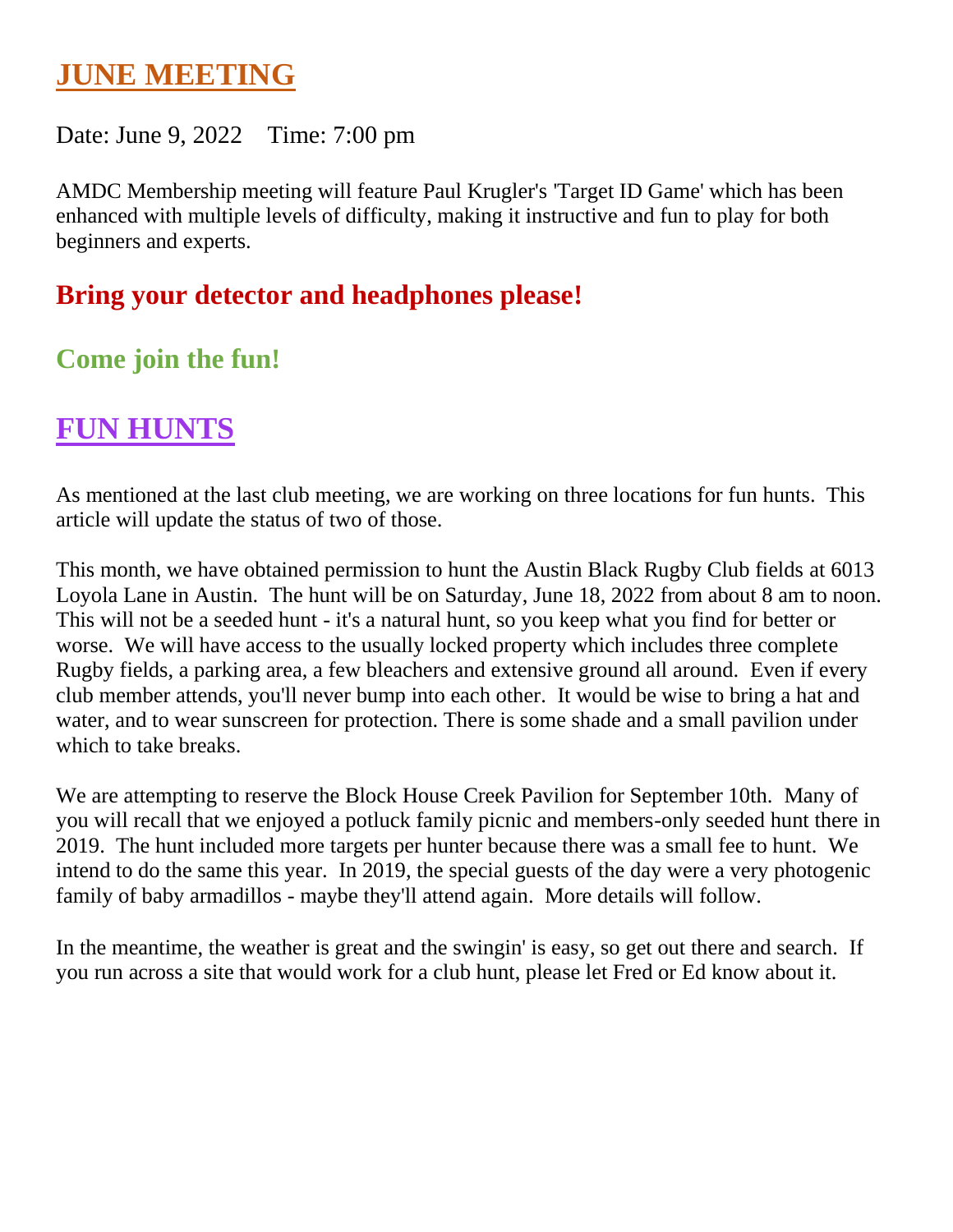## JUNE MEETING

Date: June 9, 2022    Time: 7:00 pm

AMDC Membership meeting will feature Paul Krugler's 'Target ID Game' which has been enhanced with multiple levels of difficulty, making it instructive and fun to play for both beginners and experts.

### **Bring your detector and headphones please!**

### **Come join the fun!**

## FUN HUNTS

As mentioned at the last club meeting, we are working on three locations for fun hunts. This article will update the status of two of those.

This month, we have obtained permission to hunt the Austin Black Rugby Club fields at 6013 Loyola Lane in Austin. The hunt will be on Saturday, June 18, 2022 from about 8 am to noon. This will not be a seeded hunt - it's a natural hunt, so you keep what you find for better or worse. We will have access to the usually locked property which includes three complete Rugby fields, a parking area, a few bleachers and extensive ground all around. Even if every club member attends, you'll never bump into each other. It would be wise to bring a hat and water, and to wear sunscreen for protection. There is some shade and a small pavilion under which to take breaks.

We are attempting to reserve the Block House Creek Pavilion for September 10th. Many of you will recall that we enjoyed a potluck family picnic and members-only seeded hunt there in 2019. The hunt included more targets per hunter because there was a small fee to hunt. We intend to do the same this year. In 2019, the special guests of the day were a very photogenic family of baby armadillos - maybe they'll attend again. More details will follow.

In the meantime, the weather is great and the swingin' is easy, so get out there and search. If you run across a site that would work for a club hunt, please let Fred or Ed know about it.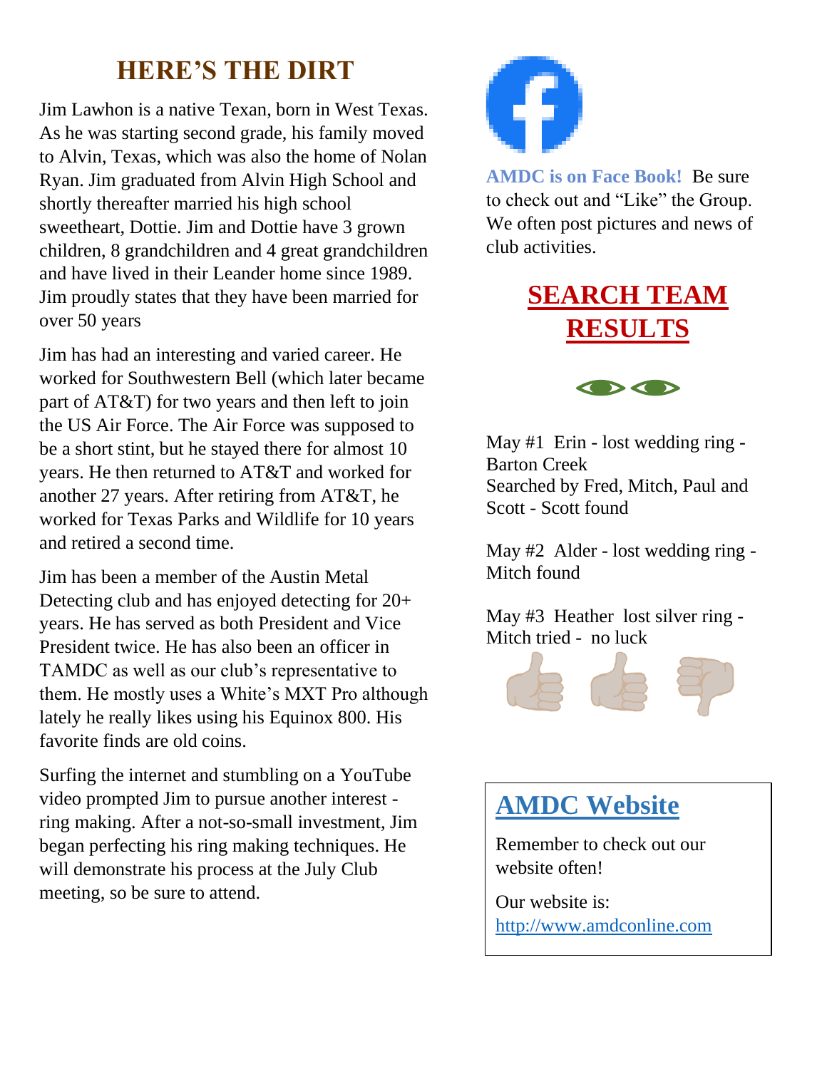## HERE'S THE DIRT

Jim Lawhon is a native Texan, born in West Texas. As he was starting second grade, his family moved to Alvin, Texas, which was also the home of Nolan Ryan. Jim graduated from Alvin High School and shortly thereafter married his high school sweetheart, Dottie. Jim and Dottie have 3 grown children, 8 grandchildren and 4 great grandchildren and have lived in their Leander home since 1989. Jim proudly states that they have been married for over 50 years

Jim has had an interesting and varied career. He worked for Southwestern Bell (which later became part of AT&T) for two years and then left to join the US Air Force. The Air Force was supposed to be a short stint, but he stayed there for almost 10 years. He then returned to AT&T and worked for another 27 years. After retiring from AT&T, he worked for Texas Parks and Wildlife for 10 years and retired a second time.

Jim has been a member of the Austin Metal Detecting club and has enjoyed detecting for 20+ years. He has served as both President and Vice President twice. He has also been an officer in TAMDC as well as our club's representative to them. He mostly uses a White's MXT Pro although lately he really likes using his Equinox 800. His favorite finds are old coins.

Surfing the internet and stumbling on a YouTube video prompted Jim to pursue another interest - ring making. After a not-so-small investment, Jim began perfecting his ring making techniques. He will demonstrate his process at the July Club meeting, so be sure to attend.

**AMDC is on Face Book!** Be sure to check out and "Like" the Group. We often post pictures and news of club activities.

## SEARCH TEAM RESULTS

May #1 Erin - lost wedding ring - Barton Creek
Searched by Fred, Mitch, Paul and Scott - Scott found

May #2 Alder - lost wedding ring - Mitch found

May #3 Heather lost silver ring - Mitch tried - no luck

## AMDC Website

Remember to check out our website often!

Our website is:
http://www.amdconline.com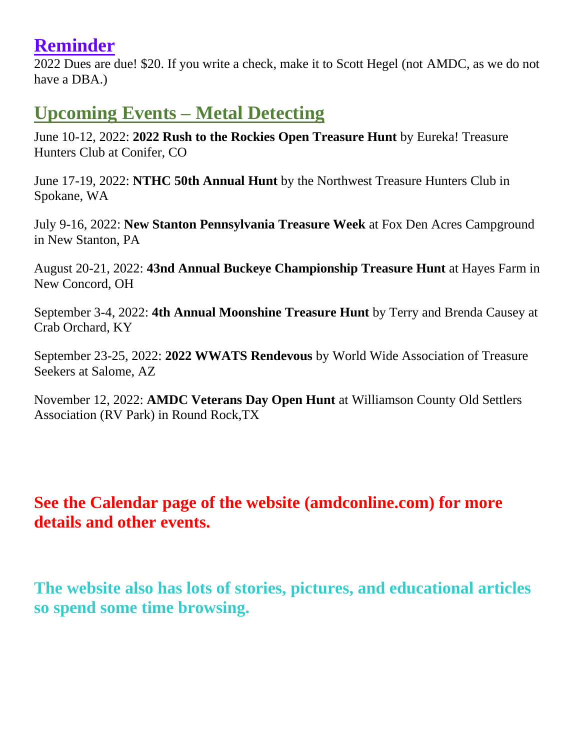## Reminder

2022 Dues are due! $20. If you write a check, make it to Scott Hegel (not AMDC, as we do not have a DBA.)

## Upcoming Events – Metal Detecting

June 10-12, 2022: **2022 Rush to the Rockies Open Treasure Hunt** by Eureka! Treasure Hunters Club at Conifer, CO

June 17-19, 2022: **NTHC 50th Annual Hunt** by the Northwest Treasure Hunters Club in Spokane, WA

July 9-16, 2022: **New Stanton Pennsylvania Treasure Week** at Fox Den Acres Campground in New Stanton, PA

August 20-21, 2022: **43nd Annual Buckeye Championship Treasure Hunt** at Hayes Farm in New Concord, OH

September 3-4, 2022: **4th Annual Moonshine Treasure Hunt** by Terry and Brenda Causey at Crab Orchard, KY

September 23-25, 2022: **2022 WWATS Rendevous** by World Wide Association of Treasure Seekers at Salome, AZ

November 12, 2022: **AMDC Veterans Day Open Hunt** at Williamson County Old Settlers Association (RV Park) in Round Rock,TX

**See the Calendar page of the website (amdconline.com) for more details and other events.**

**The website also has lots of stories, pictures, and educational articles so spend some time browsing.**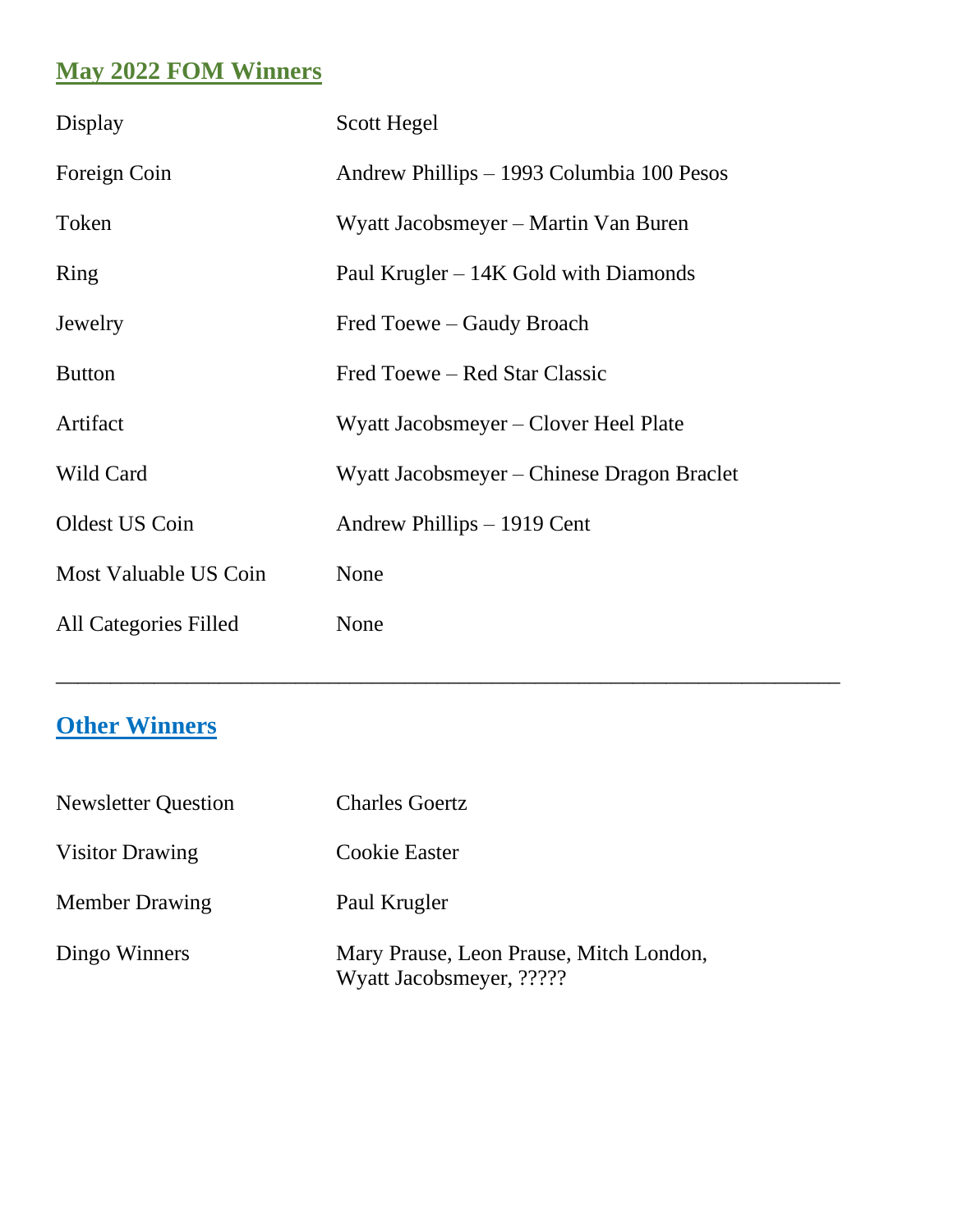## May 2022 FOM Winners

| | |
|---|---|
| Display | Scott Hegel |
| Foreign Coin | Andrew Phillips – 1993 Columbia 100 Pesos |
| Token | Wyatt Jacobsmeyer – Martin Van Buren |
| Ring | Paul Krugler – 14K Gold with Diamonds |
| Jewelry | Fred Toewe – Gaudy Broach |
| Button | Fred Toewe – Red Star Classic |
| Artifact | Wyatt Jacobsmeyer – Clover Heel Plate |
| Wild Card | Wyatt Jacobsmeyer – Chinese Dragon Braclet |
| Oldest US Coin | Andrew Phillips – 1919 Cent |
| Most Valuable US Coin | None |
| All Categories Filled | None |

---

## Other Winners

| | |
|---|---|
| Newsletter Question | Charles Goertz |
| Visitor Drawing | Cookie Easter |
| Member Drawing | Paul Krugler |
| Dingo Winners | Mary Prause, Leon Prause, Mitch London, Wyatt Jacobsmeyer, ????? |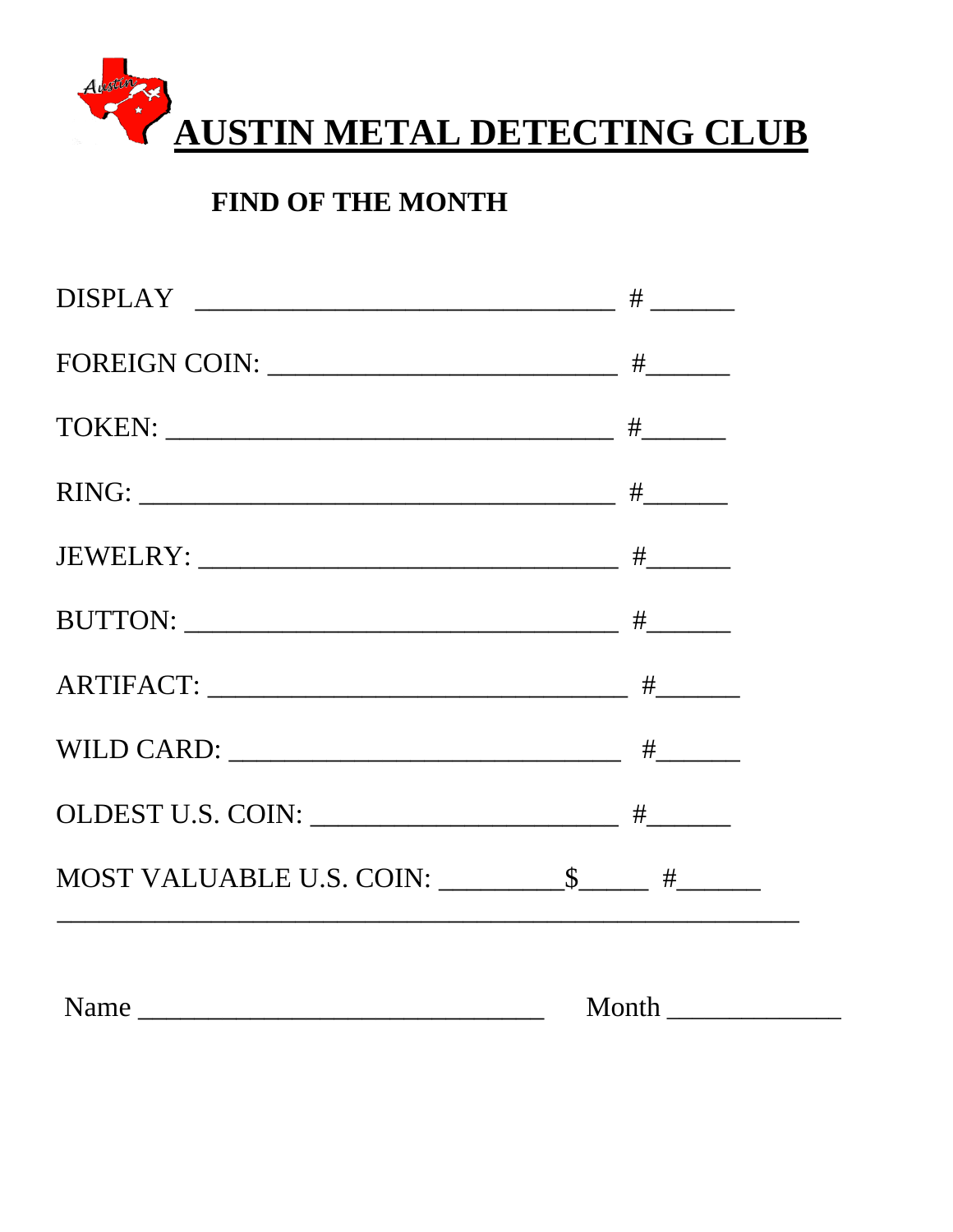# AUSTIN METAL DETECTING CLUB

## FIND OF THE MONTH

DISPLAY ______________________________ # ______

FOREIGN COIN: _________________________ #______

TOKEN: ________________________________ #______

RING: __________________________________ #______

JEWELRY: ______________________________ #______

BUTTON: _______________________________ #______

ARTIFACT: _____________________________ #______

WILD CARD: ____________________________ #______

OLDEST U.S. COIN: ______________________ #______

MOST VALUABLE U.S. COIN: _________$_____ #______

_____________________________________________________

Name _____________________________ Month _____________